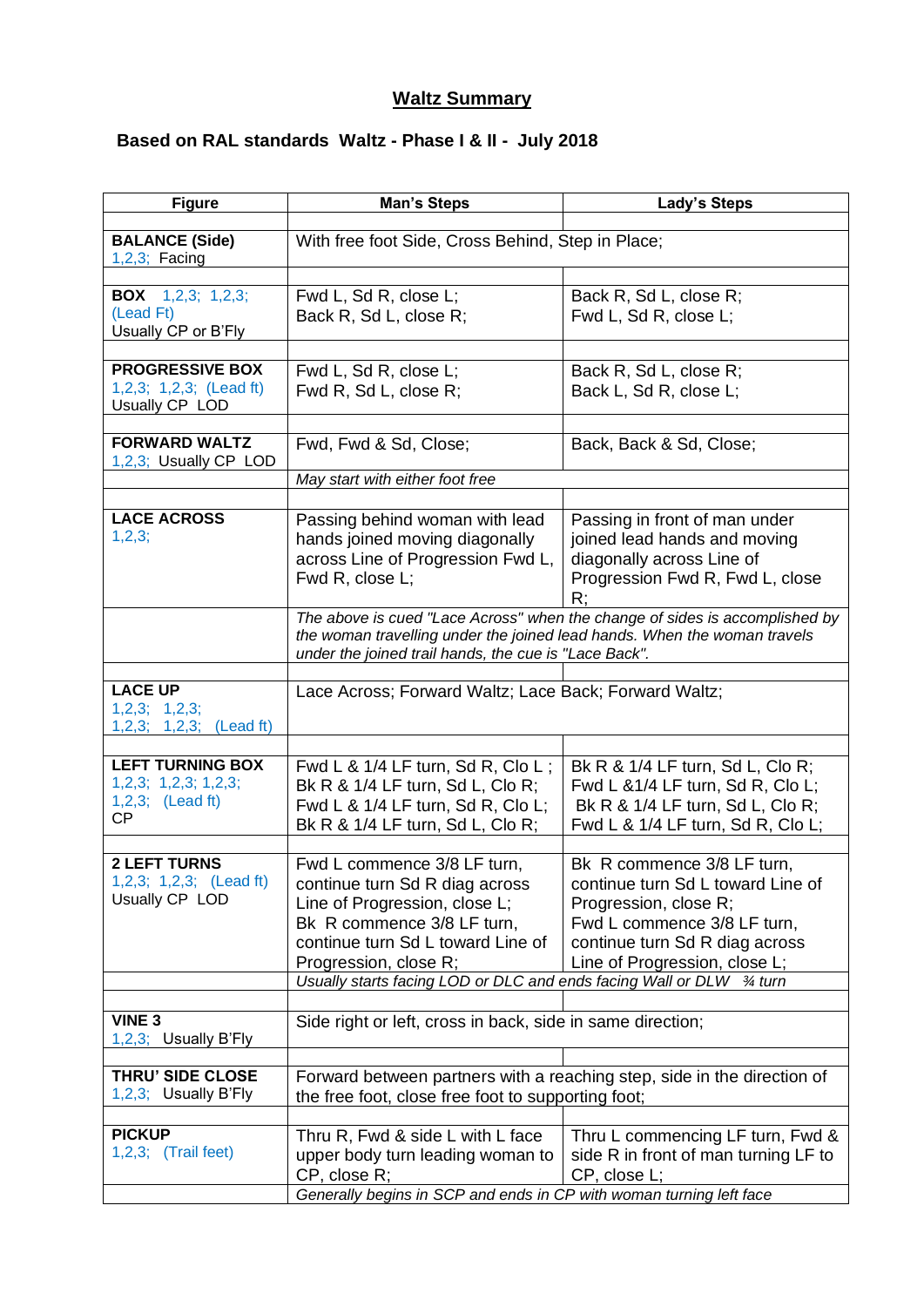# Waltz Summary

## Based on RAL standards Waltz - Phase I & II - July 2018

| Figure | Man's Steps | Lady's Steps |
|---|---|---|
| | | |
| **BALANCE (Side)** 1,2,3; Facing | With free foot Side, Cross Behind, Step in Place; | |
| | | |
| **BOX** 1,2,3; 1,2,3; (Lead Ft) Usually CP or B'Fly | Fwd L, Sd R, close L; Back R, Sd L, close R; | Back R, Sd L, close R; Fwd L, Sd R, close L; |
| | | |
| **PROGRESSIVE BOX** 1,2,3; 1,2,3; (Lead ft) Usually CP LOD | Fwd L, Sd R, close L; Fwd R, Sd L, close R; | Back R, Sd L, close R; Back L, Sd R, close L; |
| | | |
| **FORWARD WALTZ** 1,2,3; Usually CP LOD | Fwd, Fwd & Sd, Close; | Back, Back & Sd, Close; |
| | *May start with either foot free* | |
| | | |
| **LACE ACROSS** 1,2,3; | Passing behind woman with lead hands joined moving diagonally across Line of Progression Fwd L, Fwd R, close L; | Passing in front of man under joined lead hands and moving diagonally across Line of Progression Fwd R, Fwd L, close R; |
| | *The above is cued "Lace Across" when the change of sides is accomplished by the woman travelling under the joined lead hands. When the woman travels under the joined trail hands, the cue is "Lace Back".* | |
| | | |
| **LACE UP** 1,2,3; 1,2,3; 1,2,3; 1,2,3; (Lead ft) | Lace Across; Forward Waltz; Lace Back; Forward Waltz; | |
| | | |
| **LEFT TURNING BOX** 1,2,3; 1,2,3; 1,2,3; 1,2,3; (Lead ft) CP | Fwd L & 1/4 LF turn, Sd R, Clo L ; Bk R & 1/4 LF turn, Sd L, Clo R; Fwd L & 1/4 LF turn, Sd R, Clo L; Bk R & 1/4 LF turn, Sd L, Clo R; | Bk R & 1/4 LF turn, Sd L, Clo R; Fwd L &1/4 LF turn, Sd R, Clo L; Bk R & 1/4 LF turn, Sd L, Clo R; Fwd L & 1/4 LF turn, Sd R, Clo L; |
| | | |
| **2 LEFT TURNS** 1,2,3; 1,2,3; (Lead ft) Usually CP LOD | Fwd L commence 3/8 LF turn, continue turn Sd R diag across Line of Progression, close L; Bk R commence 3/8 LF turn, continue turn Sd L toward Line of Progression, close R; | Bk R commence 3/8 LF turn, continue turn Sd L toward Line of Progression, close R; Fwd L commence 3/8 LF turn, continue turn Sd R diag across Line of Progression, close L; |
| | *Usually starts facing LOD or DLC and ends facing Wall or DLW ¾ turn* | |
| | | |
| **VINE 3** 1,2,3; Usually B'Fly | Side right or left, cross in back, side in same direction; | |
| | | |
| **THRU' SIDE CLOSE** 1,2,3; Usually B'Fly | Forward between partners with a reaching step, side in the direction of the free foot, close free foot to supporting foot; | |
| | | |
| **PICKUP** 1,2,3; (Trail feet) | Thru R, Fwd & side L with L face upper body turn leading woman to CP, close R; | Thru L commencing LF turn, Fwd & side R in front of man turning LF to CP, close L; |
| | *Generally begins in SCP and ends in CP with woman turning left face* | |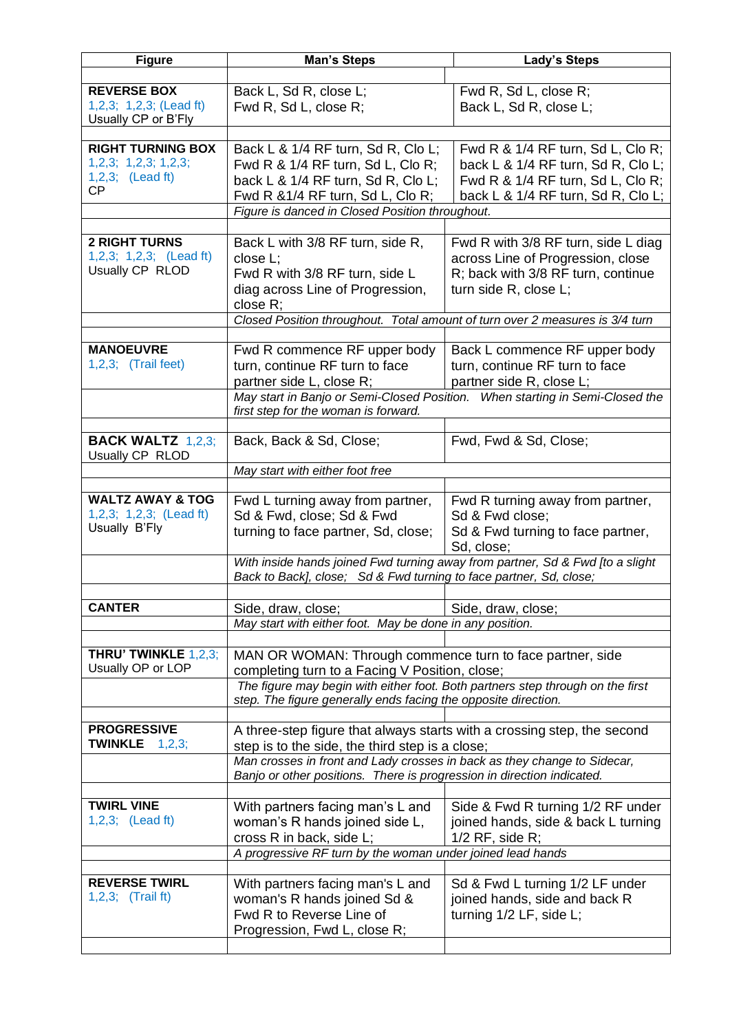| Figure | Man's Steps | Lady's Steps |
|---|---|---|
| | | |
| **REVERSE BOX**<br>1,2,3; 1,2,3; (Lead ft)<br>Usually CP or B'Fly | Back L, Sd R, close L;<br>Fwd R, Sd L, close R; | Fwd R, Sd L, close R;<br>Back L, Sd R, close L; |
| | | |
| **RIGHT TURNING BOX**<br>1,2,3; 1,2,3; 1,2,3;<br>1,2,3; (Lead ft)<br>CP | Back L & 1/4 RF turn, Sd R, Clo L;<br>Fwd R & 1/4 RF turn, Sd L, Clo R;<br>back L & 1/4 RF turn, Sd R, Clo L;<br>Fwd R &1/4 RF turn, Sd L, Clo R; | Fwd R & 1/4 RF turn, Sd L, Clo R;<br>back L & 1/4 RF turn, Sd R, Clo L;<br>Fwd R & 1/4 RF turn, Sd L, Clo R;<br>back L & 1/4 RF turn, Sd R, Clo L; |
| | *Figure is danced in Closed Position throughout.* | |
| | | |
| **2 RIGHT TURNS**<br>1,2,3; 1,2,3; (Lead ft)<br>Usually CP RLOD | Back L with 3/8 RF turn, side R, close L;<br>Fwd R with 3/8 RF turn, side L diag across Line of Progression, close R; | Fwd R with 3/8 RF turn, side L diag across Line of Progression, close R; back with 3/8 RF turn, continue turn side R, close L; |
| | *Closed Position throughout. Total amount of turn over 2 measures is 3/4 turn* | |
| | | |
| **MANOEUVRE**<br>1,2,3; (Trail feet) | Fwd R commence RF upper body turn, continue RF turn to face partner side L, close R; | Back L commence RF upper body turn, continue RF turn to face partner side R, close L; |
| | *May start in Banjo or Semi-Closed Position. When starting in Semi-Closed the first step for the woman is forward.* | |
| | | |
| **BACK WALTZ** 1,2,3;<br>Usually CP RLOD | Back, Back & Sd, Close; | Fwd, Fwd & Sd, Close; |
| | *May start with either foot free* | |
| | | |
| **WALTZ AWAY & TOG**<br>1,2,3; 1,2,3; (Lead ft)<br>Usually B'Fly | Fwd L turning away from partner, Sd & Fwd, close; Sd & Fwd turning to face partner, Sd, close; | Fwd R turning away from partner, Sd & Fwd close;<br>Sd & Fwd turning to face partner, Sd, close; |
| | *With inside hands joined Fwd turning away from partner, Sd & Fwd [to a slight Back to Back], close; Sd & Fwd turning to face partner, Sd, close;* | |
| | | |
| **CANTER** | Side, draw, close; | Side, draw, close; |
| | *May start with either foot. May be done in any position.* | |
| | | |
| **THRU' TWINKLE** 1,2,3;<br>Usually OP or LOP | MAN OR WOMAN: Through commence turn to face partner, side completing turn to a Facing V Position, close; | |
| | *The figure may begin with either foot. Both partners step through on the first step. The figure generally ends facing the opposite direction.* | |
| | | |
| **PROGRESSIVE TWINKLE** 1,2,3; | A three-step figure that always starts with a crossing step, the second step is to the side, the third step is a close; | |
| | *Man crosses in front and Lady crosses in back as they change to Sidecar, Banjo or other positions. There is progression in direction indicated.* | |
| | | |
| **TWIRL VINE**<br>1,2,3; (Lead ft) | With partners facing man's L and woman's R hands joined side L, cross R in back, side L; | Side & Fwd R turning 1/2 RF under joined hands, side & back L turning 1/2 RF, side R; |
| | *A progressive RF turn by the woman under joined lead hands* | |
| | | |
| **REVERSE TWIRL**<br>1,2,3; (Trail ft) | With partners facing man's L and woman's R hands joined Sd & Fwd R to Reverse Line of Progression, Fwd L, close R; | Sd & Fwd L turning 1/2 LF under joined hands, side and back R turning 1/2 LF, side L; |
| | | |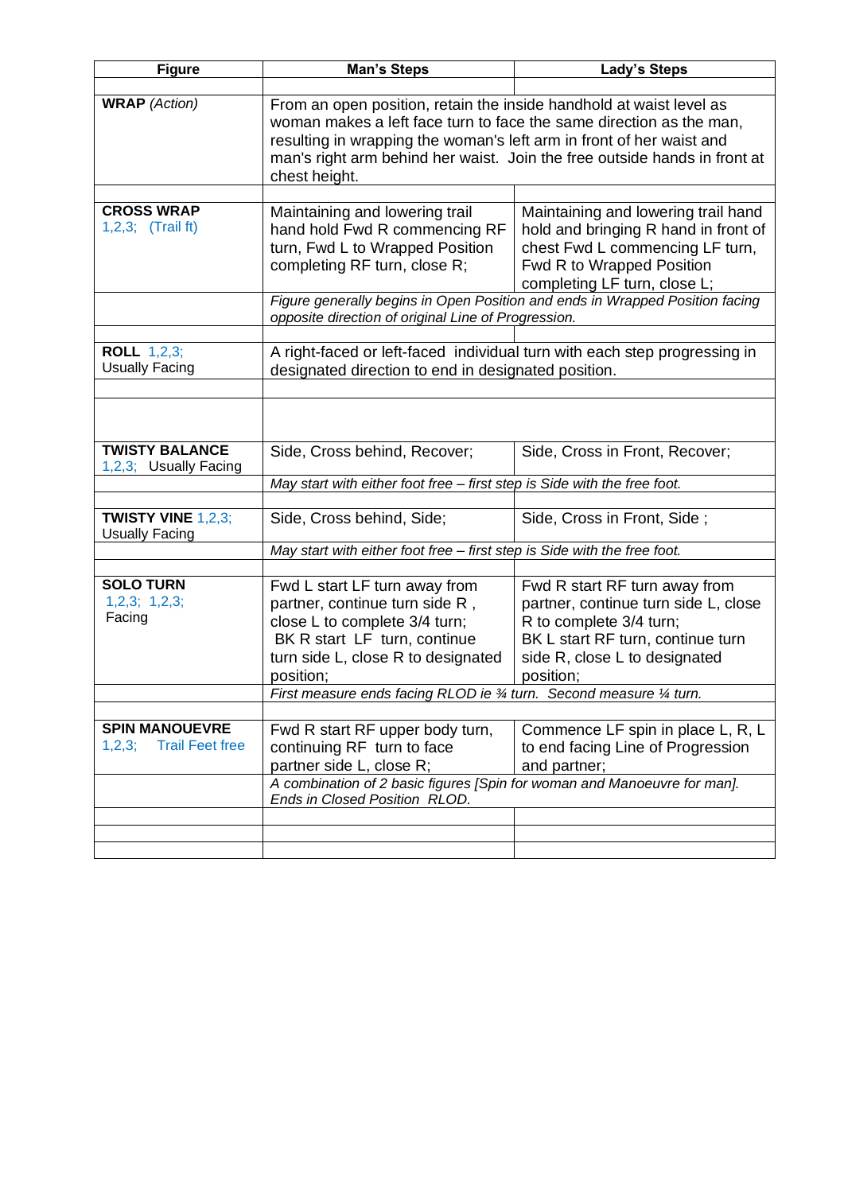| Figure | Man's Steps | Lady's Steps |
|---|---|---|
| | | |
| **WRAP** *(Action)* | From an open position, retain the inside handhold at waist level as woman makes a left face turn to face the same direction as the man, resulting in wrapping the woman's left arm in front of her waist and man's right arm behind her waist. Join the free outside hands in front at chest height. | |
| | | |
| **CROSS WRAP** 1,2,3; (Trail ft) | Maintaining and lowering trail hand hold Fwd R commencing RF turn, Fwd L to Wrapped Position completing RF turn, close R; | Maintaining and lowering trail hand hold and bringing R hand in front of chest Fwd L commencing LF turn, Fwd R to Wrapped Position completing LF turn, close L; |
| | *Figure generally begins in Open Position and ends in Wrapped Position facing opposite direction of original Line of Progression.* | |
| | | |
| **ROLL** 1,2,3; Usually Facing | A right-faced or left-faced individual turn with each step progressing in designated direction to end in designated position. | |
| | | |
| | | |
| **TWISTY BALANCE** 1,2,3; Usually Facing | Side, Cross behind, Recover; | Side, Cross in Front, Recover; |
| | *May start with either foot free – first step is Side with the free foot.* | |
| | | |
| **TWISTY VINE** 1,2,3; Usually Facing | Side, Cross behind, Side; | Side, Cross in Front, Side ; |
| | *May start with either foot free – first step is Side with the free foot.* | |
| | | |
| **SOLO TURN** 1,2,3; 1,2,3; Facing | Fwd L start LF turn away from partner, continue turn side R , close L to complete 3/4 turn; BK R start LF turn, continue turn side L, close R to designated position; | Fwd R start RF turn away from partner, continue turn side L, close R to complete 3/4 turn; BK L start RF turn, continue turn side R, close L to designated position; |
| | *First measure ends facing RLOD ie ¾ turn. Second measure ¼ turn.* | |
| | | |
| **SPIN MANOUEVRE** 1,2,3; Trail Feet free | Fwd R start RF upper body turn, continuing RF turn to face partner side L, close R; | Commence LF spin in place L, R, L to end facing Line of Progression and partner; |
| | *A combination of 2 basic figures [Spin for woman and Manoeuvre for man]. Ends in Closed Position RLOD.* | |
| | | |
| | | |
| | | |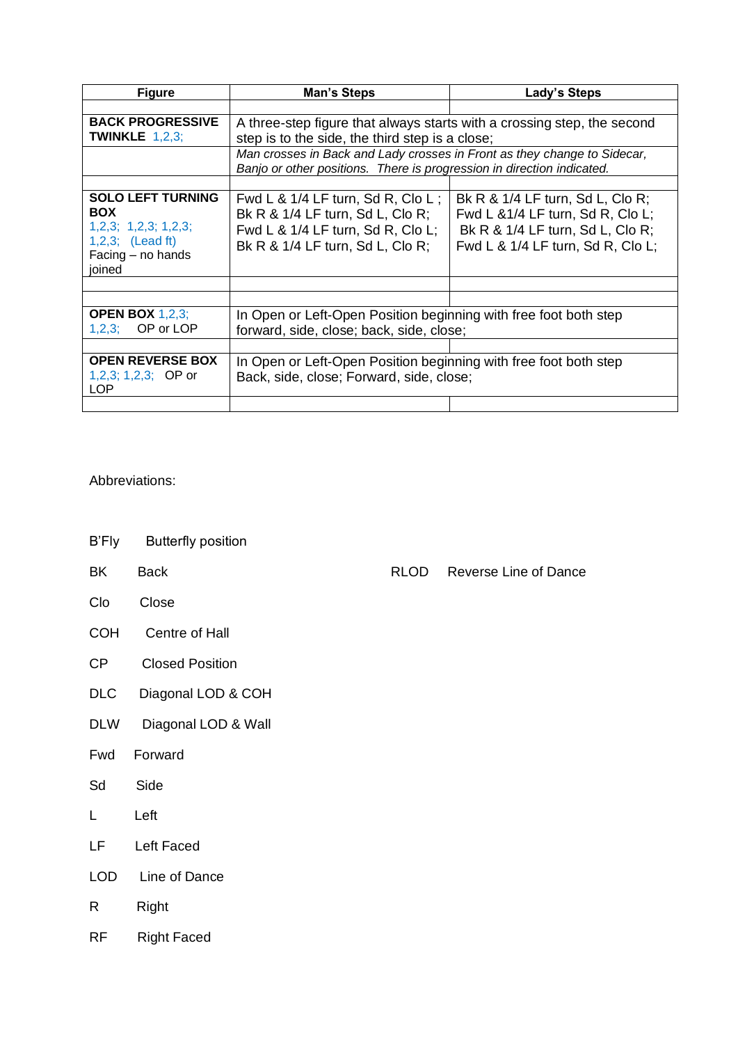| Figure | Man's Steps | Lady's Steps |
|---|---|---|
| | | |
| **BACK PROGRESSIVE TWINKLE** 1,2,3; | A three-step figure that always starts with a crossing step, the second step is to the side, the third step is a close; | |
| | *Man crosses in Back and Lady crosses in Front as they change to Sidecar, Banjo or other positions. There is progression in direction indicated.* | |
| | | |
| **SOLO LEFT TURNING BOX** 1,2,3; 1,2,3; 1,2,3; 1,2,3; (Lead ft) Facing – no hands joined | Fwd L & 1/4 LF turn, Sd R, Clo L ; Bk R & 1/4 LF turn, Sd L, Clo R; Fwd L & 1/4 LF turn, Sd R, Clo L; Bk R & 1/4 LF turn, Sd L, Clo R; | Bk R & 1/4 LF turn, Sd L, Clo R; Fwd L &1/4 LF turn, Sd R, Clo L; Bk R & 1/4 LF turn, Sd L, Clo R; Fwd L & 1/4 LF turn, Sd R, Clo L; |
| | | |
| | | |
| **OPEN BOX** 1,2,3; 1,2,3; OP or LOP | In Open or Left-Open Position beginning with free foot both step forward, side, close; back, side, close; | |
| | | |
| **OPEN REVERSE BOX** 1,2,3; 1,2,3; OP or LOP | In Open or Left-Open Position beginning with free foot both step Back, side, close; Forward, side, close; | |
| | | |

Abbreviations:

B'Fly Butterfly position

BK Back

Clo Close

COH Centre of Hall

CP Closed Position

DLC Diagonal LOD & COH

DLW Diagonal LOD & Wall

Fwd Forward

Sd Side

L Left

LF Left Faced

LOD Line of Dance

R Right

RF Right Faced

RLOD Reverse Line of Dance